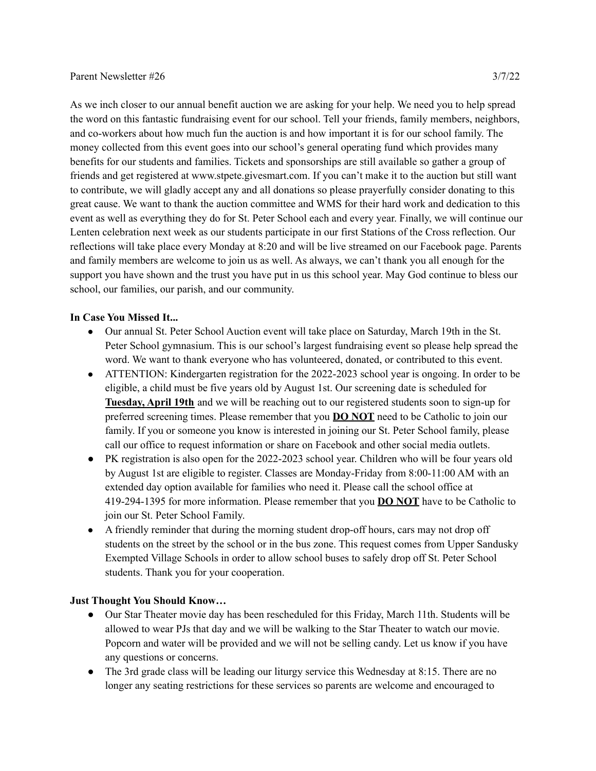Parent Newsletter #26 3/7/22

As we inch closer to our annual benefit auction we are asking for your help. We need you to help spread the word on this fantastic fundraising event for our school. Tell your friends, family members, neighbors, and co-workers about how much fun the auction is and how important it is for our school family. The money collected from this event goes into our school's general operating fund which provides many benefits for our students and families. Tickets and sponsorships are still available so gather a group of friends and get registered at www.stpete.givesmart.com. If you can't make it to the auction but still want to contribute, we will gladly accept any and all donations so please prayerfully consider donating to this great cause. We want to thank the auction committee and WMS for their hard work and dedication to this event as well as everything they do for St. Peter School each and every year. Finally, we will continue our Lenten celebration next week as our students participate in our first Stations of the Cross reflection. Our reflections will take place every Monday at 8:20 and will be live streamed on our Facebook page. Parents and family members are welcome to join us as well. As always, we can't thank you all enough for the support you have shown and the trust you have put in us this school year. May God continue to bless our school, our families, our parish, and our community.

**In Case You Missed It...**

- Our annual St. Peter School Auction event will take place on Saturday, March 19th in the St. Peter School gymnasium. This is our school's largest fundraising event so please help spread the word. We want to thank everyone who has volunteered, donated, or contributed to this event.
- ATTENTION: Kindergarten registration for the 2022-2023 school year is ongoing. In order to be eligible, a child must be five years old by August 1st. Our screening date is scheduled for **Tuesday, April 19th** and we will be reaching out to our registered students soon to sign-up for preferred screening times. Please remember that you **DO NOT** need to be Catholic to join our family. If you or someone you know is interested in joining our St. Peter School family, please call our office to request information or share on Facebook and other social media outlets.
- PK registration is also open for the 2022-2023 school year. Children who will be four years old by August 1st are eligible to register. Classes are Monday-Friday from 8:00-11:00 AM with an extended day option available for families who need it. Please call the school office at 419-294-1395 for more information. Please remember that you **DO NOT** have to be Catholic to join our St. Peter School Family.
- A friendly reminder that during the morning student drop-off hours, cars may not drop off students on the street by the school or in the bus zone. This request comes from Upper Sandusky Exempted Village Schools in order to allow school buses to safely drop off St. Peter School students. Thank you for your cooperation.

**Just Thought You Should Know…**

- Our Star Theater movie day has been rescheduled for this Friday, March 11th. Students will be allowed to wear PJs that day and we will be walking to the Star Theater to watch our movie. Popcorn and water will be provided and we will not be selling candy. Let us know if you have any questions or concerns.
- The 3rd grade class will be leading our liturgy service this Wednesday at 8:15. There are no longer any seating restrictions for these services so parents are welcome and encouraged to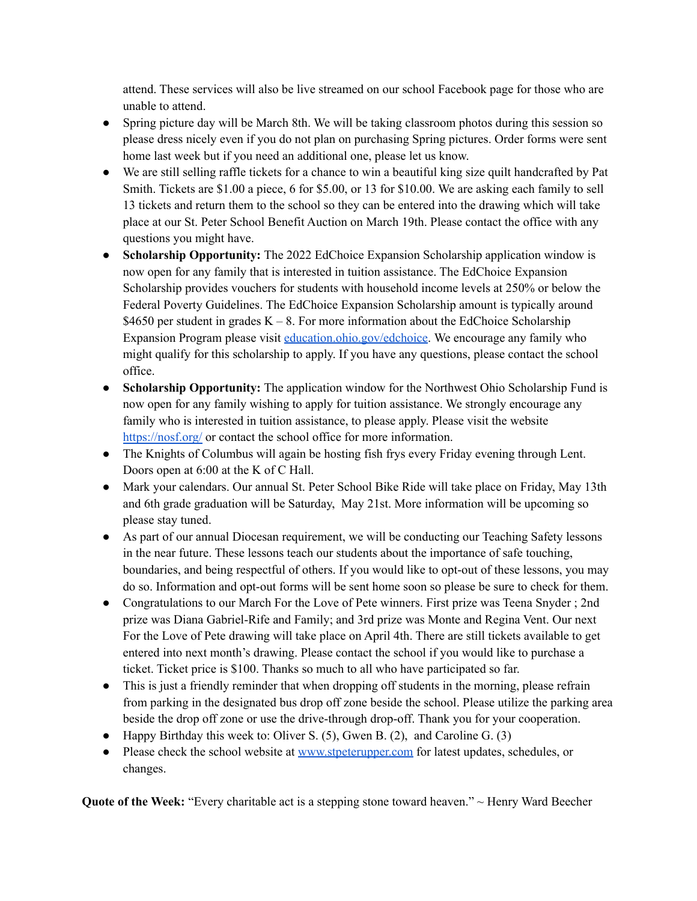attend. These services will also be live streamed on our school Facebook page for those who are unable to attend.

- Spring picture day will be March 8th. We will be taking classroom photos during this session so please dress nicely even if you do not plan on purchasing Spring pictures. Order forms were sent home last week but if you need an additional one, please let us know.
- We are still selling raffle tickets for a chance to win a beautiful king size quilt handcrafted by Pat Smith. Tickets are $1.00 a piece, 6 for $5.00, or 13 for $10.00. We are asking each family to sell 13 tickets and return them to the school so they can be entered into the drawing which will take place at our St. Peter School Benefit Auction on March 19th. Please contact the office with any questions you might have.
- **Scholarship Opportunity:** The 2022 EdChoice Expansion Scholarship application window is now open for any family that is interested in tuition assistance. The EdChoice Expansion Scholarship provides vouchers for students with household income levels at 250% or below the Federal Poverty Guidelines. The EdChoice Expansion Scholarship amount is typically around $4650 per student in grades K – 8. For more information about the EdChoice Scholarship Expansion Program please visit [education.ohio.gov/edchoice](education.ohio.gov/edchoice). We encourage any family who might qualify for this scholarship to apply. If you have any questions, please contact the school office.
- **Scholarship Opportunity:** The application window for the Northwest Ohio Scholarship Fund is now open for any family wishing to apply for tuition assistance. We strongly encourage any family who is interested in tuition assistance, to please apply. Please visit the website [https://nosf.org/](https://nosf.org/) or contact the school office for more information.
- The Knights of Columbus will again be hosting fish frys every Friday evening through Lent. Doors open at 6:00 at the K of C Hall.
- Mark your calendars. Our annual St. Peter School Bike Ride will take place on Friday, May 13th and 6th grade graduation will be Saturday, May 21st. More information will be upcoming so please stay tuned.
- As part of our annual Diocesan requirement, we will be conducting our Teaching Safety lessons in the near future. These lessons teach our students about the importance of safe touching, boundaries, and being respectful of others. If you would like to opt-out of these lessons, you may do so. Information and opt-out forms will be sent home soon so please be sure to check for them.
- Congratulations to our March For the Love of Pete winners. First prize was Teena Snyder ; 2nd prize was Diana Gabriel-Rife and Family; and 3rd prize was Monte and Regina Vent. Our next For the Love of Pete drawing will take place on April 4th. There are still tickets available to get entered into next month's drawing. Please contact the school if you would like to purchase a ticket. Ticket price is $100. Thanks so much to all who have participated so far.
- This is just a friendly reminder that when dropping off students in the morning, please refrain from parking in the designated bus drop off zone beside the school. Please utilize the parking area beside the drop off zone or use the drive-through drop-off. Thank you for your cooperation.
- Happy Birthday this week to: Oliver S. (5), Gwen B. (2), and Caroline G. (3)
- Please check the school website at [www.stpeterupper.com](www.stpeterupper.com) for latest updates, schedules, or changes.

**Quote of the Week:** "Every charitable act is a stepping stone toward heaven." ~ Henry Ward Beecher